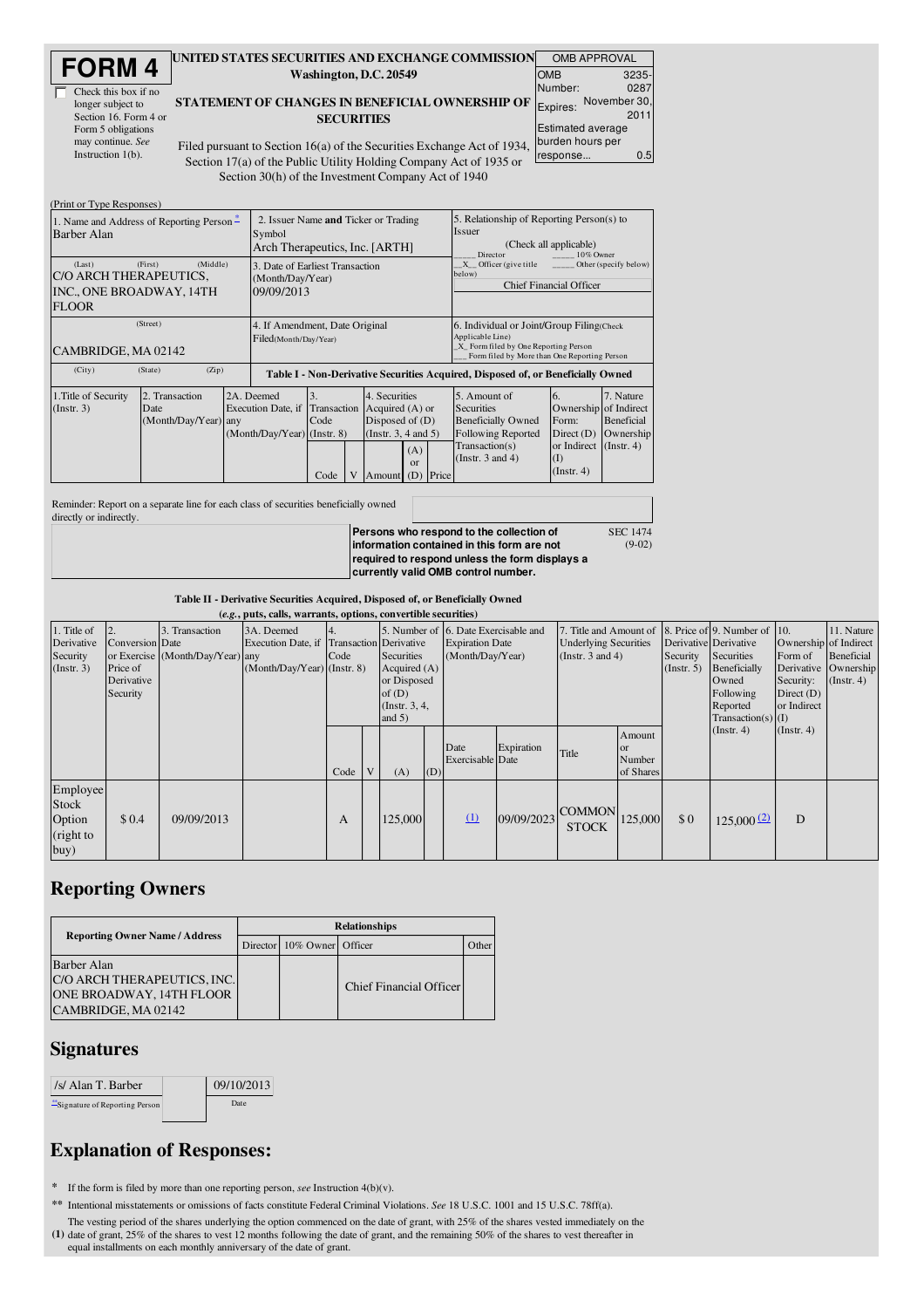# FORM 4

☐ Check this box if no longer subject to Section 16. Form 4 or Form 5 obligations may continue. *See* Instruction 1(b).

**UNITED STATES SECURITIES AND EXCHANGE COMMISSION**
**Washington, D.C. 20549**

**STATEMENT OF CHANGES IN BENEFICIAL OWNERSHIP OF SECURITIES**

Filed pursuant to Section 16(a) of the Securities Exchange Act of 1934, Section 17(a) of the Public Utility Holding Company Act of 1935 or Section 30(h) of the Investment Company Act of 1940

| OMB APPROVAL | |
|---|---|
| OMB Number: | 3235-0287 |
| Expires: | November 30, 2011 |
| Estimated average burden hours per response... | 0.5 |

(Print or Type Responses)

| 1. Name and Address of Reporting Person * | 2. Issuer Name **and** Ticker or Trading Symbol | 5. Relationship of Reporting Person(s) to Issuer |
|---|---|---|
| Barber Alan | Arch Therapeutics, Inc. [ARTH] | (Check all applicable) ___ Director ___ 10% Owner _X_ Officer (give title below) ___ Other (specify below) |
| (Last) (First) (Middle) C/O ARCH THERAPEUTICS, INC., ONE BROADWAY, 14TH FLOOR | 3. Date of Earliest Transaction (Month/Day/Year) 09/09/2013 | Chief Financial Officer |
| (Street) CAMBRIDGE, MA 02142 | 4. If Amendment, Date Original Filed(Month/Day/Year) | 6. Individual or Joint/Group Filing(Check Applicable Line) _X_ Form filed by One Reporting Person ___ Form filed by More than One Reporting Person |
| (City) (State) (Zip) | | |

**Table I - Non-Derivative Securities Acquired, Disposed of, or Beneficially Owned**

| 1.Title of Security (Instr. 3) | 2. Transaction Date (Month/Day/Year) | 2A. Deemed Execution Date, if any (Month/Day/Year) | 3. Transaction Code (Instr. 8) | | 4. Securities Acquired (A) or Disposed of (D) (Instr. 3, 4 and 5) | | | 5. Amount of Securities Beneficially Owned Following Reported Transaction(s) (Instr. 3 and 4) | 6. Ownership Form: Direct (D) or Indirect (I) (Instr. 4) | 7. Nature of Indirect Beneficial Ownership (Instr. 4) |
|---|---|---|---|---|---|---|---|---|---|---|
| | | | Code | V | Amount | (A) or (D) | Price | | | |

Reminder: Report on a separate line for each class of securities beneficially owned directly or indirectly.

**Persons who respond to the collection of information contained in this form are not required to respond unless the form displays a currently valid OMB control number.** SEC 1474 (9-02)

**Table II - Derivative Securities Acquired, Disposed of, or Beneficially Owned**
**(*e.g.*, puts, calls, warrants, options, convertible securities)**

| 1. Title of Derivative Security (Instr. 3) | 2. Conversion or Exercise Price of Derivative Security | 3. Transaction Date (Month/Day/Year) | 3A. Deemed Execution Date, if any (Month/Day/Year) | 4. Transaction Code (Instr. 8) | | 5. Number of Derivative Securities Acquired (A) or Disposed of (D) (Instr. 3, 4, and 5) | | 6. Date Exercisable and Expiration Date (Month/Day/Year) | | 7. Title and Amount of Underlying Securities (Instr. 3 and 4) | | 8. Price of Derivative Security (Instr. 5) | 9. Number of Derivative Securities Beneficially Owned Following Reported Transaction(s) (Instr. 4) | 10. Ownership Form of Derivative Security: Direct (D) or Indirect (I) (Instr. 4) | 11. Nature of Indirect Beneficial Ownership (Instr. 4) |
|---|---|---|---|---|---|---|---|---|---|---|---|---|---|---|---|
| | | | | Code | V | (A) | (D) | Date Exercisable | Expiration Date | Title | Amount or Number of Shares | | | | |
| Employee Stock Option (right to buy) | $ 0.4 | 09/09/2013 | | A | | 125,000 | | (1) | 09/09/2023 | COMMON STOCK | 125,000 | $ 0 | 125,000 (2) | D | |

## Reporting Owners

| Reporting Owner Name / Address | Relationships | | | |
|---|---|---|---|---|
| | Director | 10% Owner | Officer | Other |
| Barber Alan C/O ARCH THERAPEUTICS, INC. ONE BROADWAY, 14TH FLOOR CAMBRIDGE, MA 02142 | | | Chief Financial Officer | |

## Signatures

| /s/ Alan T. Barber | 09/10/2013 |
|---|---|
| **Signature of Reporting Person | Date |

## Explanation of Responses:

\* If the form is filed by more than one reporting person, *see* Instruction 4(b)(v).

\*\* Intentional misstatements or omissions of facts constitute Federal Criminal Violations. *See* 18 U.S.C. 1001 and 15 U.S.C. 78ff(a).

(1) The vesting period of the shares underlying the option commenced on the date of grant, with 25% of the shares vested immediately on the date of grant, 25% of the shares to vest 12 months following the date of grant, and the remaining 50% of the shares to vest thereafter in equal installments on each monthly anniversary of the date of grant.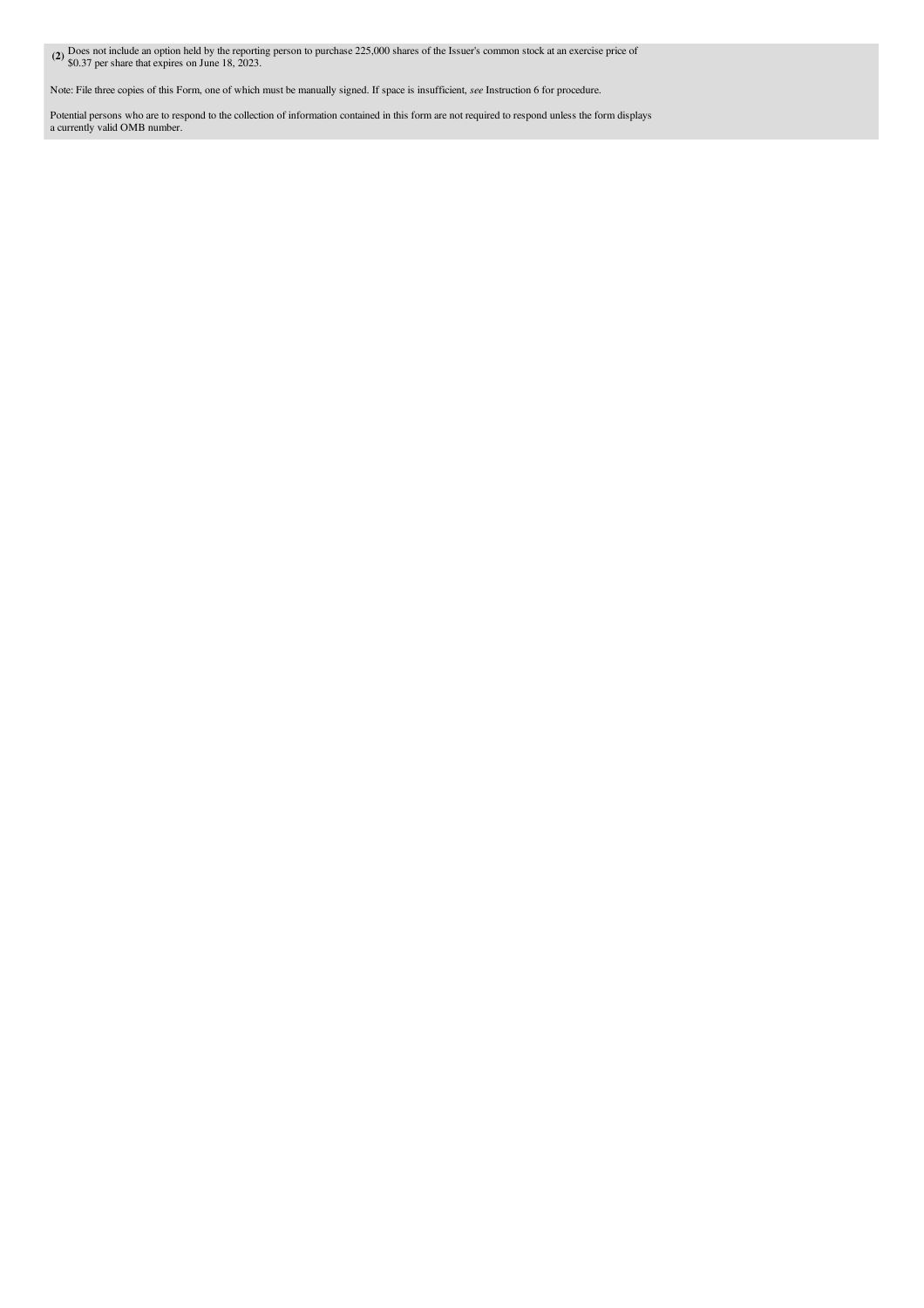(2) Does not include an option held by the reporting person to purchase 225,000 shares of the Issuer's common stock at an exercise price of $0.37 per share that expires on June 18, 2023.

Note: File three copies of this Form, one of which must be manually signed. If space is insufficient, *see* Instruction 6 for procedure.

Potential persons who are to respond to the collection of information contained in this form are not required to respond unless the form displays a currently valid OMB number.